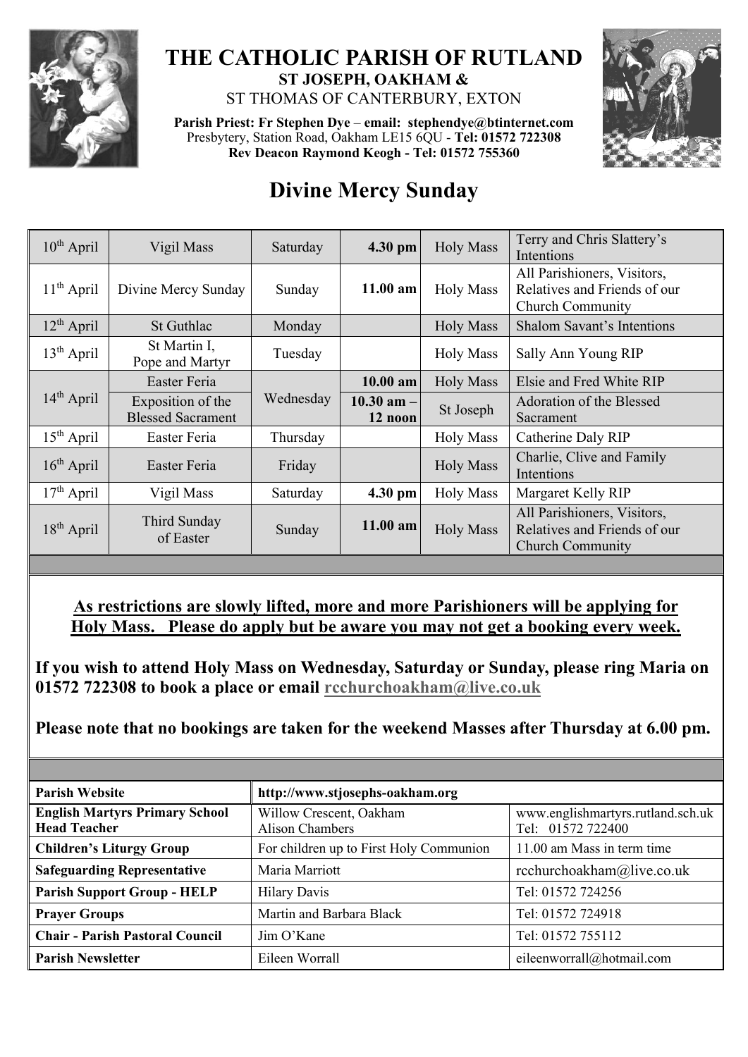# THE CATHOLIC PARISH OF RUTLAND

**ST JOSEPH, OAKHAM &**

ST THOMAS OF CANTERBURY, EXTON

**Parish Priest: Fr Stephen Dye** – **email: stephendye@btinternet.com**
Presbytery, Station Road, Oakham LE15 6QU - **Tel: 01572 722308**
**Rev Deacon Raymond Keogh - Tel: 01572 755360**

## Divine Mercy Sunday

| Date | Celebration | Day | Time | Service | Intention |
|---|---|---|---|---|---|
| 10th April | Vigil Mass | Saturday | **4.30 pm** | Holy Mass | Terry and Chris Slattery's Intentions |
| 11th April | Divine Mercy Sunday | Sunday | **11.00 am** | Holy Mass | All Parishioners, Visitors, Relatives and Friends of our Church Community |
| 12th April | St Guthlac | Monday | | Holy Mass | Shalom Savant's Intentions |
| 13th April | St Martin I, Pope and Martyr | Tuesday | | Holy Mass | Sally Ann Young RIP |
| 14th April | Easter Feria | Wednesday | **10.00 am** | Holy Mass | Elsie and Fred White RIP |
| | Exposition of the Blessed Sacrament | | **10.30 am – 12 noon** | St Joseph | Adoration of the Blessed Sacrament |
| 15th April | Easter Feria | Thursday | | Holy Mass | Catherine Daly RIP |
| 16th April | Easter Feria | Friday | | Holy Mass | Charlie, Clive and Family Intentions |
| 17th April | Vigil Mass | Saturday | **4.30 pm** | Holy Mass | Margaret Kelly RIP |
| 18th April | Third Sunday of Easter | Sunday | **11.00 am** | Holy Mass | All Parishioners, Visitors, Relatives and Friends of our Church Community |

**<u>As restrictions are slowly lifted, more and more Parishioners will be applying for Holy Mass. Please do apply but be aware you may not get a booking every week.</u>**

**If you wish to attend Holy Mass on Wednesday, Saturday or Sunday, please ring Maria on 01572 722308 to book a place or email rcchurchoakham@live.co.uk**

**Please note that no bookings are taken for the weekend Masses after Thursday at 6.00 pm.**

| **Parish Website** | **http://www.stjosephs-oakham.org** | |
|---|---|---|
| **English Martyrs Primary School Head Teacher** | Willow Crescent, Oakham Alison Chambers | www.englishmartyrs.rutland.sch.uk Tel: 01572 722400 |
| **Children's Liturgy Group** | For children up to First Holy Communion | 11.00 am Mass in term time |
| **Safeguarding Representative** | Maria Marriott | rcchurchoakham@live.co.uk |
| **Parish Support Group - HELP** | Hilary Davis | Tel: 01572 724256 |
| **Prayer Groups** | Martin and Barbara Black | Tel: 01572 724918 |
| **Chair - Parish Pastoral Council** | Jim O'Kane | Tel: 01572 755112 |
| **Parish Newsletter** | Eileen Worrall | eileenworrall@hotmail.com |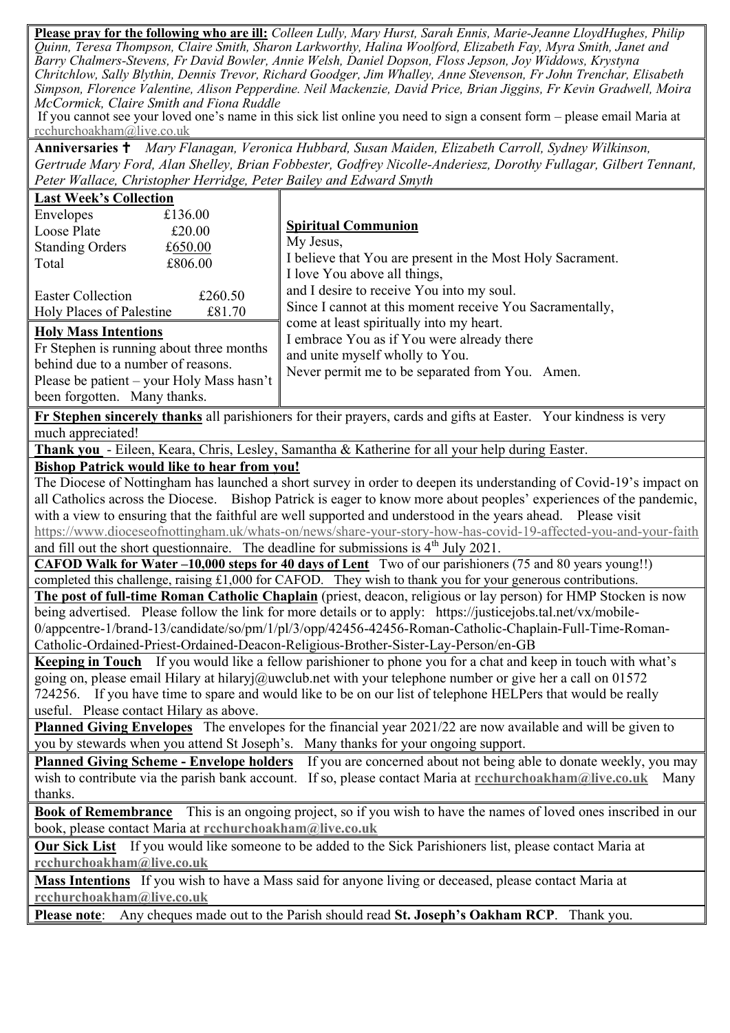**Please pray for the following who are ill:** *Colleen Lully, Mary Hurst, Sarah Ennis, Marie-Jeanne LloydHughes, Philip Quinn, Teresa Thompson, Claire Smith, Sharon Larkworthy, Halina Woolford, Elizabeth Fay, Myra Smith, Janet and Barry Chalmers-Stevens, Fr David Bowler, Annie Welsh, Daniel Dopson, Floss Jepson, Joy Widdows, Krystyna Chritchlow, Sally Blythin, Dennis Trevor, Richard Goodger, Jim Whalley, Anne Stevenson, Fr John Trenchar, Elisabeth Simpson, Florence Valentine, Alison Pepperdine. Neil Mackenzie, David Price, Brian Jiggins, Fr Kevin Gradwell, Moira McCormick, Claire Smith and Fiona Ruddle*

If you cannot see your loved one's name in this sick list online you need to sign a consent form – please email Maria at rcchurchoakham@live.co.uk

**Anniversaries ✝** *Mary Flanagan, Veronica Hubbard, Susan Maiden, Elizabeth Carroll, Sydney Wilkinson, Gertrude Mary Ford, Alan Shelley, Brian Fobbester, Godfrey Nicolle-Anderiesz, Dorothy Fullagar, Gilbert Tennant, Peter Wallace, Christopher Herridge, Peter Bailey and Edward Smyth*

**Last Week's Collection**

| | |
|---|---|
| Envelopes | £136.00 |
| Loose Plate | £20.00 |
| Standing Orders | £650.00 |
| Total | £806.00 |
| | |
| Easter Collection | £260.50 |
| Holy Places of Palestine | £81.70 |

**Holy Mass Intentions**

Fr Stephen is running about three months behind due to a number of reasons. Please be patient – your Holy Mass hasn't been forgotten. Many thanks.

**Spiritual Communion**

My Jesus,
I believe that You are present in the Most Holy Sacrament.
I love You above all things,
and I desire to receive You into my soul.
Since I cannot at this moment receive You Sacramentally,
come at least spiritually into my heart.
I embrace You as if You were already there
and unite myself wholly to You.
Never permit me to be separated from You. Amen.

**Fr Stephen sincerely thanks** all parishioners for their prayers, cards and gifts at Easter. Your kindness is very much appreciated!

**Thank you** - Eileen, Keara, Chris, Lesley, Samantha & Katherine for all your help during Easter.

**Bishop Patrick would like to hear from you!**

The Diocese of Nottingham has launched a short survey in order to deepen its understanding of Covid-19's impact on all Catholics across the Diocese. Bishop Patrick is eager to know more about peoples' experiences of the pandemic, with a view to ensuring that the faithful are well supported and understood in the years ahead. Please visit https://www.dioceseofnottingham.uk/whats-on/news/share-your-story-how-has-covid-19-affected-you-and-your-faith and fill out the short questionnaire. The deadline for submissions is 4th July 2021.

**CAFOD Walk for Water –10,000 steps for 40 days of Lent** Two of our parishioners (75 and 80 years young!!) completed this challenge, raising £1,000 for CAFOD. They wish to thank you for your generous contributions.

**The post of full-time Roman Catholic Chaplain** (priest, deacon, religious or lay person) for HMP Stocken is now being advertised. Please follow the link for more details or to apply: https://justicejobs.tal.net/vx/mobile-0/appcentre-1/brand-13/candidate/so/pm/1/pl/3/opp/42456-42456-Roman-Catholic-Chaplain-Full-Time-Roman-Catholic-Ordained-Priest-Ordained-Deacon-Religious-Brother-Sister-Lay-Person/en-GB

**Keeping in Touch** If you would like a fellow parishioner to phone you for a chat and keep in touch with what's going on, please email Hilary at hilaryj@uwclub.net with your telephone number or give her a call on 01572 724256. If you have time to spare and would like to be on our list of telephone HELPers that would be really useful. Please contact Hilary as above.

**Planned Giving Envelopes** The envelopes for the financial year 2021/22 are now available and will be given to you by stewards when you attend St Joseph's. Many thanks for your ongoing support.

**Planned Giving Scheme - Envelope holders** If you are concerned about not being able to donate weekly, you may wish to contribute via the parish bank account. If so, please contact Maria at **rcchurchoakham@live.co.uk** Many thanks.

**Book of Remembrance** This is an ongoing project, so if you wish to have the names of loved ones inscribed in our book, please contact Maria at **rcchurchoakham@live.co.uk**

**Our Sick List** If you would like someone to be added to the Sick Parishioners list, please contact Maria at **rcchurchoakham@live.co.uk**

**Mass Intentions** If you wish to have a Mass said for anyone living or deceased, please contact Maria at **rcchurchoakham@live.co.uk**

**Please note**: Any cheques made out to the Parish should read **St. Joseph's Oakham RCP**. Thank you.